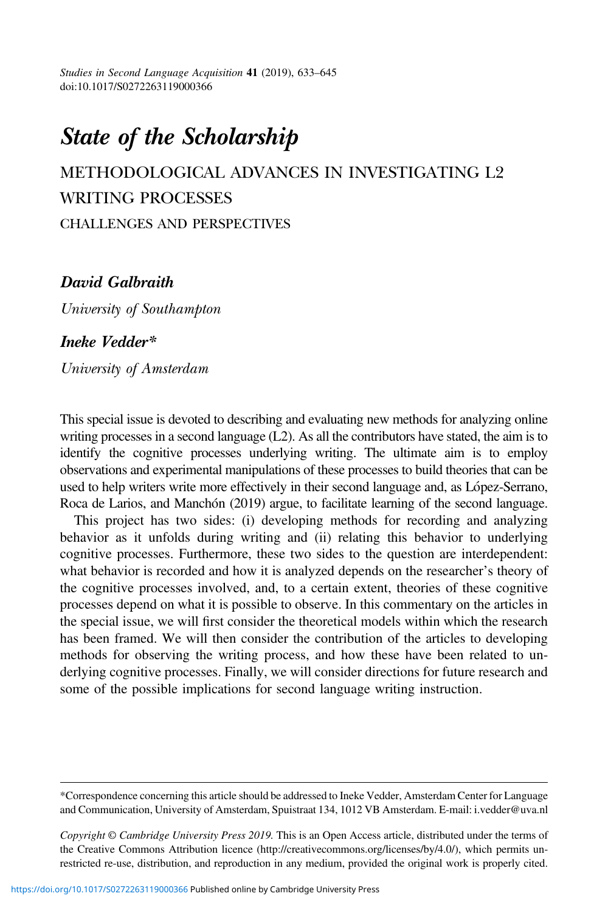# *State of the Scholarship*

## METHODOLOGICAL ADVANCES IN INVESTIGATING L2 WRITING PROCESSES

### CHALLENGES AND PERSPECTIVES

***David Galbraith***

*University of Southampton*

***Ineke Vedder****

*University of Amsterdam*

This special issue is devoted to describing and evaluating new methods for analyzing online writing processes in a second language (L2). As all the contributors have stated, the aim is to identify the cognitive processes underlying writing. The ultimate aim is to employ observations and experimental manipulations of these processes to build theories that can be used to help writers write more effectively in their second language and, as López-Serrano, Roca de Larios, and Manchón (2019) argue, to facilitate learning of the second language.

This project has two sides: (i) developing methods for recording and analyzing behavior as it unfolds during writing and (ii) relating this behavior to underlying cognitive processes. Furthermore, these two sides to the question are interdependent: what behavior is recorded and how it is analyzed depends on the researcher's theory of the cognitive processes involved, and, to a certain extent, theories of these cognitive processes depend on what it is possible to observe. In this commentary on the articles in the special issue, we will first consider the theoretical models within which the research has been framed. We will then consider the contribution of the articles to developing methods for observing the writing process, and how these have been related to underlying cognitive processes. Finally, we will consider directions for future research and some of the possible implications for second language writing instruction.

---

*Correspondence concerning this article should be addressed to Ineke Vedder, Amsterdam Center for Language and Communication, University of Amsterdam, Spuistraat 134, 1012 VB Amsterdam. E-mail: i.vedder@uva.nl

*Copyright © Cambridge University Press 2019.* This is an Open Access article, distributed under the terms of the Creative Commons Attribution licence (http://creativecommons.org/licenses/by/4.0/), which permits unrestricted re-use, distribution, and reproduction in any medium, provided the original work is properly cited.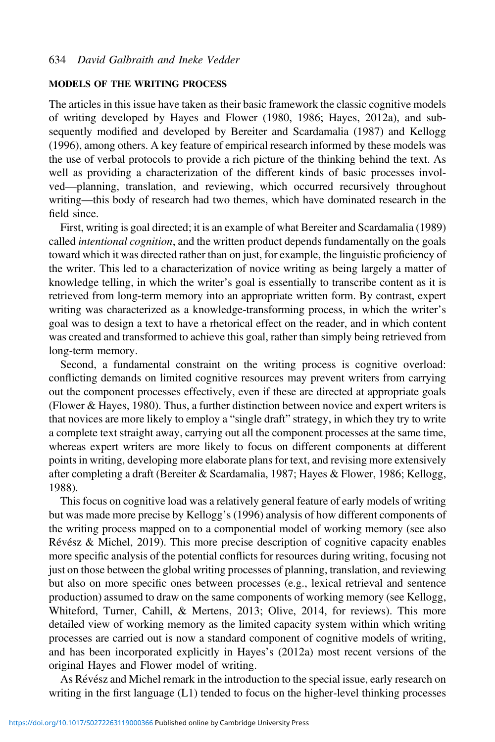## MODELS OF THE WRITING PROCESS

The articles in this issue have taken as their basic framework the classic cognitive models of writing developed by Hayes and Flower (1980, 1986; Hayes, 2012a), and subsequently modified and developed by Bereiter and Scardamalia (1987) and Kellogg (1996), among others. A key feature of empirical research informed by these models was the use of verbal protocols to provide a rich picture of the thinking behind the text. As well as providing a characterization of the different kinds of basic processes involved—planning, translation, and reviewing, which occurred recursively throughout writing—this body of research had two themes, which have dominated research in the field since.

First, writing is goal directed; it is an example of what Bereiter and Scardamalia (1989) called *intentional cognition*, and the written product depends fundamentally on the goals toward which it was directed rather than on just, for example, the linguistic proficiency of the writer. This led to a characterization of novice writing as being largely a matter of knowledge telling, in which the writer's goal is essentially to transcribe content as it is retrieved from long-term memory into an appropriate written form. By contrast, expert writing was characterized as a knowledge-transforming process, in which the writer's goal was to design a text to have a rhetorical effect on the reader, and in which content was created and transformed to achieve this goal, rather than simply being retrieved from long-term memory.

Second, a fundamental constraint on the writing process is cognitive overload: conflicting demands on limited cognitive resources may prevent writers from carrying out the component processes effectively, even if these are directed at appropriate goals (Flower & Hayes, 1980). Thus, a further distinction between novice and expert writers is that novices are more likely to employ a "single draft" strategy, in which they try to write a complete text straight away, carrying out all the component processes at the same time, whereas expert writers are more likely to focus on different components at different points in writing, developing more elaborate plans for text, and revising more extensively after completing a draft (Bereiter & Scardamalia, 1987; Hayes & Flower, 1986; Kellogg, 1988).

This focus on cognitive load was a relatively general feature of early models of writing but was made more precise by Kellogg's (1996) analysis of how different components of the writing process mapped on to a componential model of working memory (see also Révész & Michel, 2019). This more precise description of cognitive capacity enables more specific analysis of the potential conflicts for resources during writing, focusing not just on those between the global writing processes of planning, translation, and reviewing but also on more specific ones between processes (e.g., lexical retrieval and sentence production) assumed to draw on the same components of working memory (see Kellogg, Whiteford, Turner, Cahill, & Mertens, 2013; Olive, 2014, for reviews). This more detailed view of working memory as the limited capacity system within which writing processes are carried out is now a standard component of cognitive models of writing, and has been incorporated explicitly in Hayes's (2012a) most recent versions of the original Hayes and Flower model of writing.

As Révész and Michel remark in the introduction to the special issue, early research on writing in the first language (L1) tended to focus on the higher-level thinking processes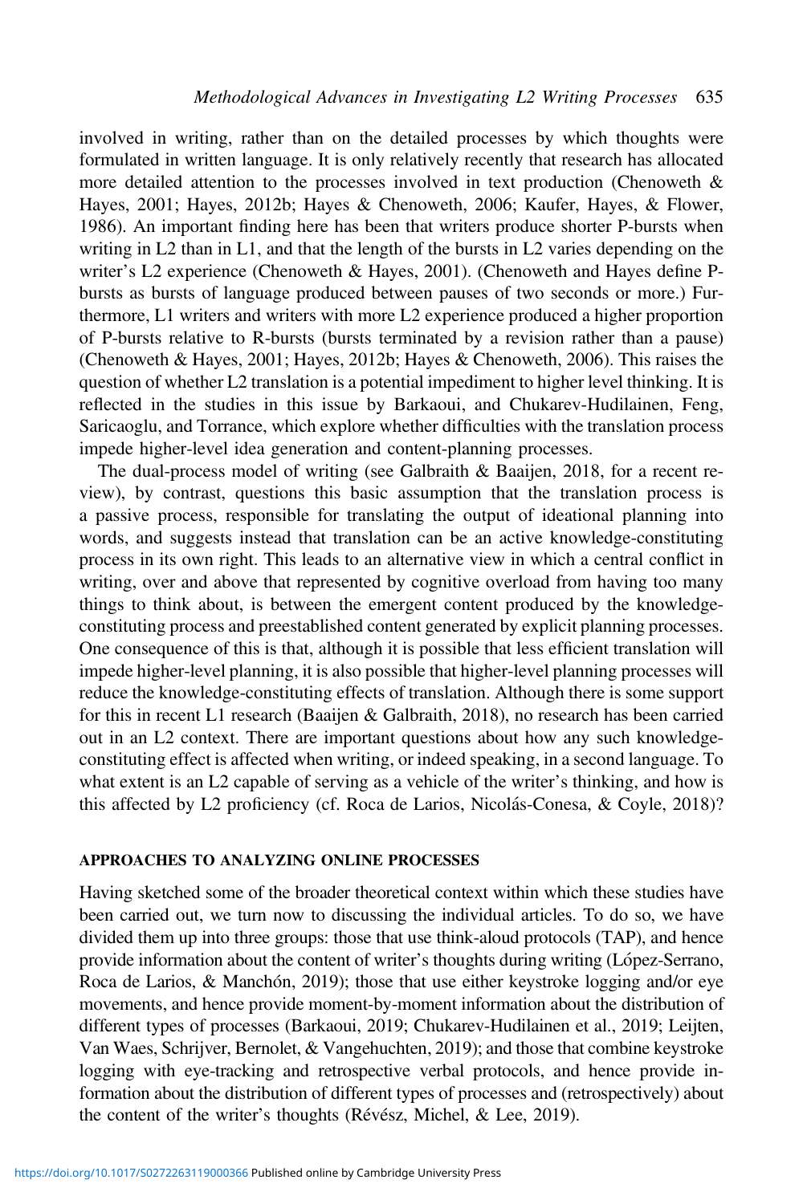involved in writing, rather than on the detailed processes by which thoughts were formulated in written language. It is only relatively recently that research has allocated more detailed attention to the processes involved in text production (Chenoweth & Hayes, 2001; Hayes, 2012b; Hayes & Chenoweth, 2006; Kaufer, Hayes, & Flower, 1986). An important finding here has been that writers produce shorter P-bursts when writing in L2 than in L1, and that the length of the bursts in L2 varies depending on the writer's L2 experience (Chenoweth & Hayes, 2001). (Chenoweth and Hayes define P-bursts as bursts of language produced between pauses of two seconds or more.) Furthermore, L1 writers and writers with more L2 experience produced a higher proportion of P-bursts relative to R-bursts (bursts terminated by a revision rather than a pause) (Chenoweth & Hayes, 2001; Hayes, 2012b; Hayes & Chenoweth, 2006). This raises the question of whether L2 translation is a potential impediment to higher level thinking. It is reflected in the studies in this issue by Barkaoui, and Chukarev-Hudilainen, Feng, Saricaoglu, and Torrance, which explore whether difficulties with the translation process impede higher-level idea generation and content-planning processes.

The dual-process model of writing (see Galbraith & Baaijen, 2018, for a recent review), by contrast, questions this basic assumption that the translation process is a passive process, responsible for translating the output of ideational planning into words, and suggests instead that translation can be an active knowledge-constituting process in its own right. This leads to an alternative view in which a central conflict in writing, over and above that represented by cognitive overload from having too many things to think about, is between the emergent content produced by the knowledge-constituting process and preestablished content generated by explicit planning processes. One consequence of this is that, although it is possible that less efficient translation will impede higher-level planning, it is also possible that higher-level planning processes will reduce the knowledge-constituting effects of translation. Although there is some support for this in recent L1 research (Baaijen & Galbraith, 2018), no research has been carried out in an L2 context. There are important questions about how any such knowledge-constituting effect is affected when writing, or indeed speaking, in a second language. To what extent is an L2 capable of serving as a vehicle of the writer's thinking, and how is this affected by L2 proficiency (cf. Roca de Larios, Nicolás-Conesa, & Coyle, 2018)?

## APPROACHES TO ANALYZING ONLINE PROCESSES

Having sketched some of the broader theoretical context within which these studies have been carried out, we turn now to discussing the individual articles. To do so, we have divided them up into three groups: those that use think-aloud protocols (TAP), and hence provide information about the content of writer's thoughts during writing (López-Serrano, Roca de Larios, & Manchón, 2019); those that use either keystroke logging and/or eye movements, and hence provide moment-by-moment information about the distribution of different types of processes (Barkaoui, 2019; Chukarev-Hudilainen et al., 2019; Leijten, Van Waes, Schrijver, Bernolet, & Vangehuchten, 2019); and those that combine keystroke logging with eye-tracking and retrospective verbal protocols, and hence provide information about the distribution of different types of processes and (retrospectively) about the content of the writer's thoughts (Révész, Michel, & Lee, 2019).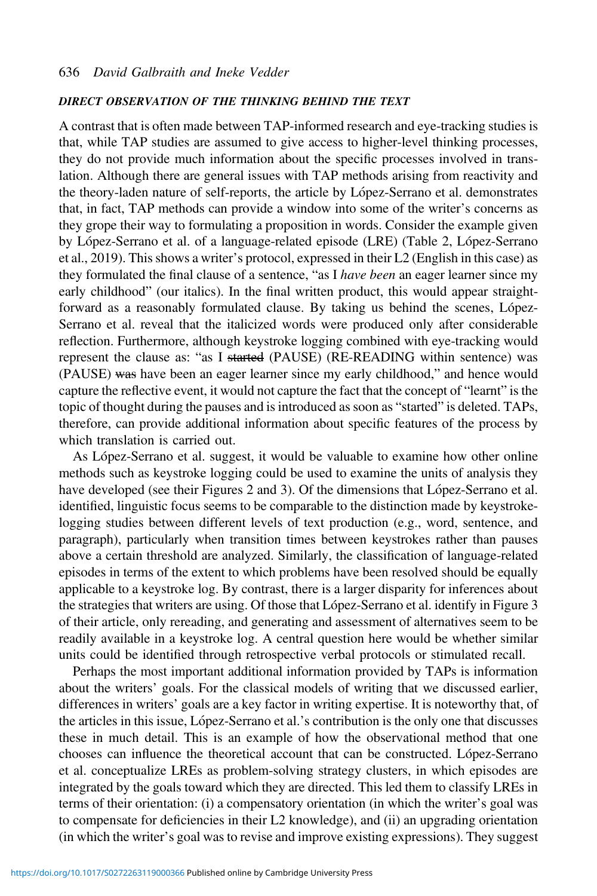### *DIRECT OBSERVATION OF THE THINKING BEHIND THE TEXT*

A contrast that is often made between TAP-informed research and eye-tracking studies is that, while TAP studies are assumed to give access to higher-level thinking processes, they do not provide much information about the specific processes involved in translation. Although there are general issues with TAP methods arising from reactivity and the theory-laden nature of self-reports, the article by López-Serrano et al. demonstrates that, in fact, TAP methods can provide a window into some of the writer's concerns as they grope their way to formulating a proposition in words. Consider the example given by López-Serrano et al. of a language-related episode (LRE) (Table 2, López-Serrano et al., 2019). This shows a writer's protocol, expressed in their L2 (English in this case) as they formulated the final clause of a sentence, "as I *have been* an eager learner since my early childhood" (our italics). In the final written product, this would appear straightforward as a reasonably formulated clause. By taking us behind the scenes, López-Serrano et al. reveal that the italicized words were produced only after considerable reflection. Furthermore, although keystroke logging combined with eye-tracking would represent the clause as: "as I ~~started~~ (PAUSE) (RE-READING within sentence) was (PAUSE) ~~was~~ have been an eager learner since my early childhood," and hence would capture the reflective event, it would not capture the fact that the concept of "learnt" is the topic of thought during the pauses and is introduced as soon as "started" is deleted. TAPs, therefore, can provide additional information about specific features of the process by which translation is carried out.

As López-Serrano et al. suggest, it would be valuable to examine how other online methods such as keystroke logging could be used to examine the units of analysis they have developed (see their Figures 2 and 3). Of the dimensions that López-Serrano et al. identified, linguistic focus seems to be comparable to the distinction made by keystroke-logging studies between different levels of text production (e.g., word, sentence, and paragraph), particularly when transition times between keystrokes rather than pauses above a certain threshold are analyzed. Similarly, the classification of language-related episodes in terms of the extent to which problems have been resolved should be equally applicable to a keystroke log. By contrast, there is a larger disparity for inferences about the strategies that writers are using. Of those that López-Serrano et al. identify in Figure 3 of their article, only rereading, and generating and assessment of alternatives seem to be readily available in a keystroke log. A central question here would be whether similar units could be identified through retrospective verbal protocols or stimulated recall.

Perhaps the most important additional information provided by TAPs is information about the writers' goals. For the classical models of writing that we discussed earlier, differences in writers' goals are a key factor in writing expertise. It is noteworthy that, of the articles in this issue, López-Serrano et al.'s contribution is the only one that discusses these in much detail. This is an example of how the observational method that one chooses can influence the theoretical account that can be constructed. López-Serrano et al. conceptualize LREs as problem-solving strategy clusters, in which episodes are integrated by the goals toward which they are directed. This led them to classify LREs in terms of their orientation: (i) a compensatory orientation (in which the writer's goal was to compensate for deficiencies in their L2 knowledge), and (ii) an upgrading orientation (in which the writer's goal was to revise and improve existing expressions). They suggest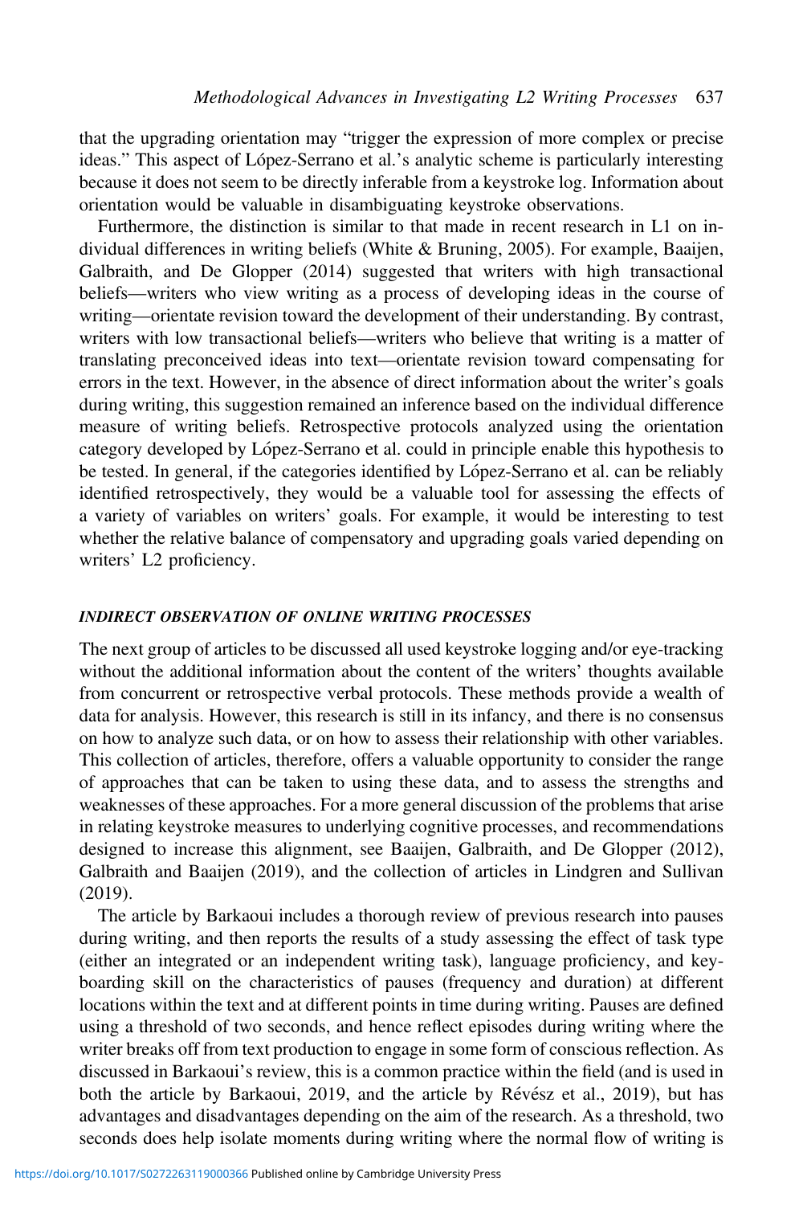that the upgrading orientation may "trigger the expression of more complex or precise ideas." This aspect of López-Serrano et al.'s analytic scheme is particularly interesting because it does not seem to be directly inferable from a keystroke log. Information about orientation would be valuable in disambiguating keystroke observations.

Furthermore, the distinction is similar to that made in recent research in L1 on individual differences in writing beliefs (White & Bruning, 2005). For example, Baaijen, Galbraith, and De Glopper (2014) suggested that writers with high transactional beliefs—writers who view writing as a process of developing ideas in the course of writing—orientate revision toward the development of their understanding. By contrast, writers with low transactional beliefs—writers who believe that writing is a matter of translating preconceived ideas into text—orientate revision toward compensating for errors in the text. However, in the absence of direct information about the writer's goals during writing, this suggestion remained an inference based on the individual difference measure of writing beliefs. Retrospective protocols analyzed using the orientation category developed by López-Serrano et al. could in principle enable this hypothesis to be tested. In general, if the categories identified by López-Serrano et al. can be reliably identified retrospectively, they would be a valuable tool for assessing the effects of a variety of variables on writers' goals. For example, it would be interesting to test whether the relative balance of compensatory and upgrading goals varied depending on writers' L2 proficiency.

### *INDIRECT OBSERVATION OF ONLINE WRITING PROCESSES*

The next group of articles to be discussed all used keystroke logging and/or eye-tracking without the additional information about the content of the writers' thoughts available from concurrent or retrospective verbal protocols. These methods provide a wealth of data for analysis. However, this research is still in its infancy, and there is no consensus on how to analyze such data, or on how to assess their relationship with other variables. This collection of articles, therefore, offers a valuable opportunity to consider the range of approaches that can be taken to using these data, and to assess the strengths and weaknesses of these approaches. For a more general discussion of the problems that arise in relating keystroke measures to underlying cognitive processes, and recommendations designed to increase this alignment, see Baaijen, Galbraith, and De Glopper (2012), Galbraith and Baaijen (2019), and the collection of articles in Lindgren and Sullivan (2019).

The article by Barkaoui includes a thorough review of previous research into pauses during writing, and then reports the results of a study assessing the effect of task type (either an integrated or an independent writing task), language proficiency, and keyboarding skill on the characteristics of pauses (frequency and duration) at different locations within the text and at different points in time during writing. Pauses are defined using a threshold of two seconds, and hence reflect episodes during writing where the writer breaks off from text production to engage in some form of conscious reflection. As discussed in Barkaoui's review, this is a common practice within the field (and is used in both the article by Barkaoui, 2019, and the article by Révész et al., 2019), but has advantages and disadvantages depending on the aim of the research. As a threshold, two seconds does help isolate moments during writing where the normal flow of writing is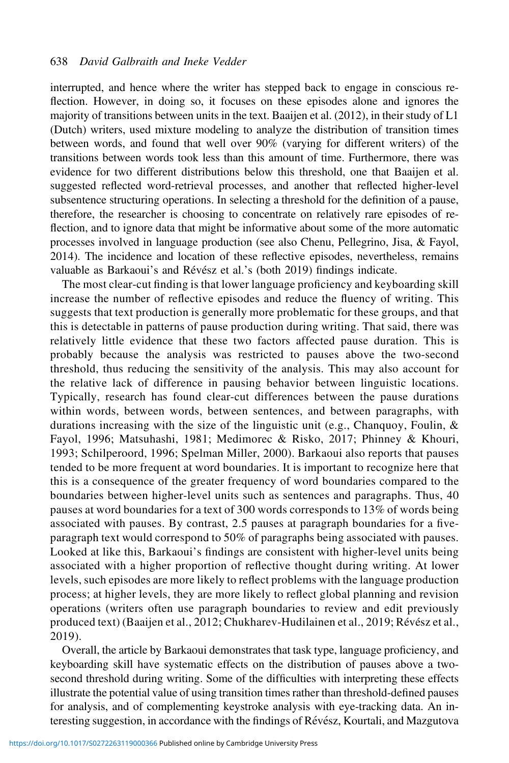interrupted, and hence where the writer has stepped back to engage in conscious reflection. However, in doing so, it focuses on these episodes alone and ignores the majority of transitions between units in the text. Baaijen et al. (2012), in their study of L1 (Dutch) writers, used mixture modeling to analyze the distribution of transition times between words, and found that well over 90% (varying for different writers) of the transitions between words took less than this amount of time. Furthermore, there was evidence for two different distributions below this threshold, one that Baaijen et al. suggested reflected word-retrieval processes, and another that reflected higher-level subsentence structuring operations. In selecting a threshold for the definition of a pause, therefore, the researcher is choosing to concentrate on relatively rare episodes of reflection, and to ignore data that might be informative about some of the more automatic processes involved in language production (see also Chenu, Pellegrino, Jisa, & Fayol, 2014). The incidence and location of these reflective episodes, nevertheless, remains valuable as Barkaoui's and Révész et al.'s (both 2019) findings indicate.

The most clear-cut finding is that lower language proficiency and keyboarding skill increase the number of reflective episodes and reduce the fluency of writing. This suggests that text production is generally more problematic for these groups, and that this is detectable in patterns of pause production during writing. That said, there was relatively little evidence that these two factors affected pause duration. This is probably because the analysis was restricted to pauses above the two-second threshold, thus reducing the sensitivity of the analysis. This may also account for the relative lack of difference in pausing behavior between linguistic locations. Typically, research has found clear-cut differences between the pause durations within words, between words, between sentences, and between paragraphs, with durations increasing with the size of the linguistic unit (e.g., Chanquoy, Foulin, & Fayol, 1996; Matsuhashi, 1981; Medimorec & Risko, 2017; Phinney & Khouri, 1993; Schilperoord, 1996; Spelman Miller, 2000). Barkaoui also reports that pauses tended to be more frequent at word boundaries. It is important to recognize here that this is a consequence of the greater frequency of word boundaries compared to the boundaries between higher-level units such as sentences and paragraphs. Thus, 40 pauses at word boundaries for a text of 300 words corresponds to 13% of words being associated with pauses. By contrast, 2.5 pauses at paragraph boundaries for a five-paragraph text would correspond to 50% of paragraphs being associated with pauses. Looked at like this, Barkaoui's findings are consistent with higher-level units being associated with a higher proportion of reflective thought during writing. At lower levels, such episodes are more likely to reflect problems with the language production process; at higher levels, they are more likely to reflect global planning and revision operations (writers often use paragraph boundaries to review and edit previously produced text) (Baaijen et al., 2012; Chukharev-Hudilainen et al., 2019; Révész et al., 2019).

Overall, the article by Barkaoui demonstrates that task type, language proficiency, and keyboarding skill have systematic effects on the distribution of pauses above a two-second threshold during writing. Some of the difficulties with interpreting these effects illustrate the potential value of using transition times rather than threshold-defined pauses for analysis, and of complementing keystroke analysis with eye-tracking data. An interesting suggestion, in accordance with the findings of Révész, Kourtali, and Mazgutova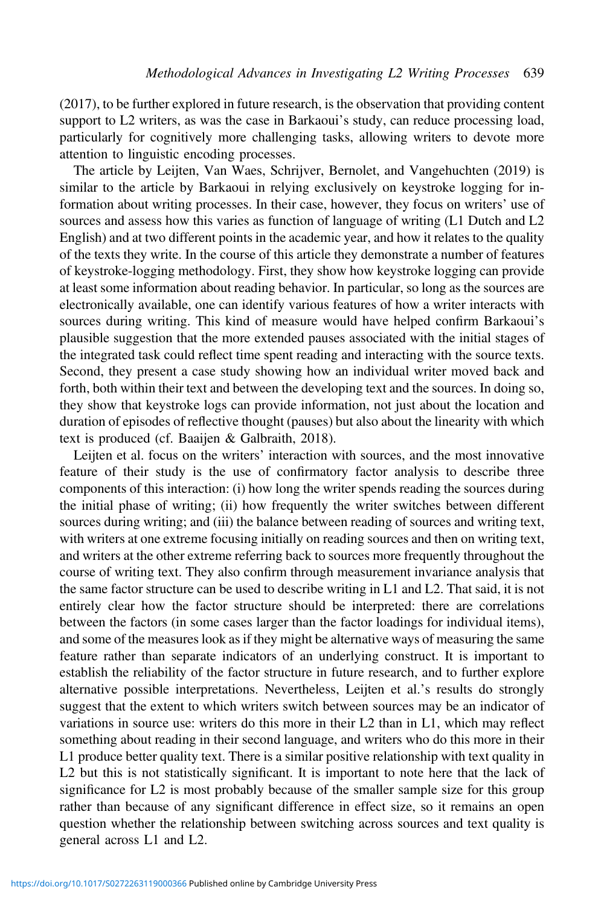(2017), to be further explored in future research, is the observation that providing content support to L2 writers, as was the case in Barkaoui's study, can reduce processing load, particularly for cognitively more challenging tasks, allowing writers to devote more attention to linguistic encoding processes.

The article by Leijten, Van Waes, Schrijver, Bernolet, and Vangehuchten (2019) is similar to the article by Barkaoui in relying exclusively on keystroke logging for information about writing processes. In their case, however, they focus on writers' use of sources and assess how this varies as function of language of writing (L1 Dutch and L2 English) and at two different points in the academic year, and how it relates to the quality of the texts they write. In the course of this article they demonstrate a number of features of keystroke-logging methodology. First, they show how keystroke logging can provide at least some information about reading behavior. In particular, so long as the sources are electronically available, one can identify various features of how a writer interacts with sources during writing. This kind of measure would have helped confirm Barkaoui's plausible suggestion that the more extended pauses associated with the initial stages of the integrated task could reflect time spent reading and interacting with the source texts. Second, they present a case study showing how an individual writer moved back and forth, both within their text and between the developing text and the sources. In doing so, they show that keystroke logs can provide information, not just about the location and duration of episodes of reflective thought (pauses) but also about the linearity with which text is produced (cf. Baaijen & Galbraith, 2018).

Leijten et al. focus on the writers' interaction with sources, and the most innovative feature of their study is the use of confirmatory factor analysis to describe three components of this interaction: (i) how long the writer spends reading the sources during the initial phase of writing; (ii) how frequently the writer switches between different sources during writing; and (iii) the balance between reading of sources and writing text, with writers at one extreme focusing initially on reading sources and then on writing text, and writers at the other extreme referring back to sources more frequently throughout the course of writing text. They also confirm through measurement invariance analysis that the same factor structure can be used to describe writing in L1 and L2. That said, it is not entirely clear how the factor structure should be interpreted: there are correlations between the factors (in some cases larger than the factor loadings for individual items), and some of the measures look as if they might be alternative ways of measuring the same feature rather than separate indicators of an underlying construct. It is important to establish the reliability of the factor structure in future research, and to further explore alternative possible interpretations. Nevertheless, Leijten et al.'s results do strongly suggest that the extent to which writers switch between sources may be an indicator of variations in source use: writers do this more in their L2 than in L1, which may reflect something about reading in their second language, and writers who do this more in their L1 produce better quality text. There is a similar positive relationship with text quality in L2 but this is not statistically significant. It is important to note here that the lack of significance for L2 is most probably because of the smaller sample size for this group rather than because of any significant difference in effect size, so it remains an open question whether the relationship between switching across sources and text quality is general across L1 and L2.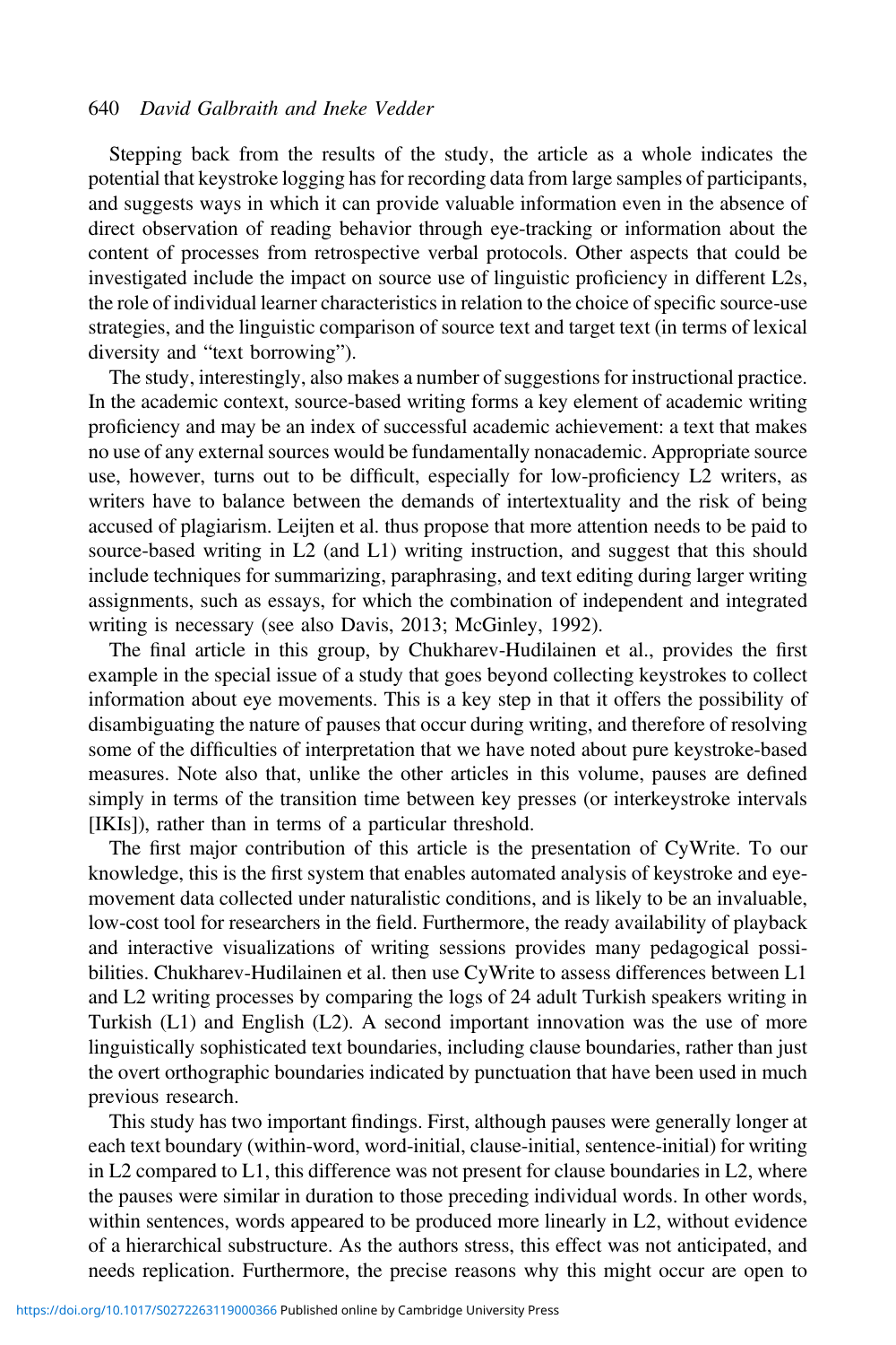Stepping back from the results of the study, the article as a whole indicates the potential that keystroke logging has for recording data from large samples of participants, and suggests ways in which it can provide valuable information even in the absence of direct observation of reading behavior through eye-tracking or information about the content of processes from retrospective verbal protocols. Other aspects that could be investigated include the impact on source use of linguistic proficiency in different L2s, the role of individual learner characteristics in relation to the choice of specific source-use strategies, and the linguistic comparison of source text and target text (in terms of lexical diversity and "text borrowing").

The study, interestingly, also makes a number of suggestions for instructional practice. In the academic context, source-based writing forms a key element of academic writing proficiency and may be an index of successful academic achievement: a text that makes no use of any external sources would be fundamentally nonacademic. Appropriate source use, however, turns out to be difficult, especially for low-proficiency L2 writers, as writers have to balance between the demands of intertextuality and the risk of being accused of plagiarism. Leijten et al. thus propose that more attention needs to be paid to source-based writing in L2 (and L1) writing instruction, and suggest that this should include techniques for summarizing, paraphrasing, and text editing during larger writing assignments, such as essays, for which the combination of independent and integrated writing is necessary (see also Davis, 2013; McGinley, 1992).

The final article in this group, by Chukharev-Hudilainen et al., provides the first example in the special issue of a study that goes beyond collecting keystrokes to collect information about eye movements. This is a key step in that it offers the possibility of disambiguating the nature of pauses that occur during writing, and therefore of resolving some of the difficulties of interpretation that we have noted about pure keystroke-based measures. Note also that, unlike the other articles in this volume, pauses are defined simply in terms of the transition time between key presses (or interkeystroke intervals [IKIs]), rather than in terms of a particular threshold.

The first major contribution of this article is the presentation of CyWrite. To our knowledge, this is the first system that enables automated analysis of keystroke and eye-movement data collected under naturalistic conditions, and is likely to be an invaluable, low-cost tool for researchers in the field. Furthermore, the ready availability of playback and interactive visualizations of writing sessions provides many pedagogical possibilities. Chukharev-Hudilainen et al. then use CyWrite to assess differences between L1 and L2 writing processes by comparing the logs of 24 adult Turkish speakers writing in Turkish (L1) and English (L2). A second important innovation was the use of more linguistically sophisticated text boundaries, including clause boundaries, rather than just the overt orthographic boundaries indicated by punctuation that have been used in much previous research.

This study has two important findings. First, although pauses were generally longer at each text boundary (within-word, word-initial, clause-initial, sentence-initial) for writing in L2 compared to L1, this difference was not present for clause boundaries in L2, where the pauses were similar in duration to those preceding individual words. In other words, within sentences, words appeared to be produced more linearly in L2, without evidence of a hierarchical substructure. As the authors stress, this effect was not anticipated, and needs replication. Furthermore, the precise reasons why this might occur are open to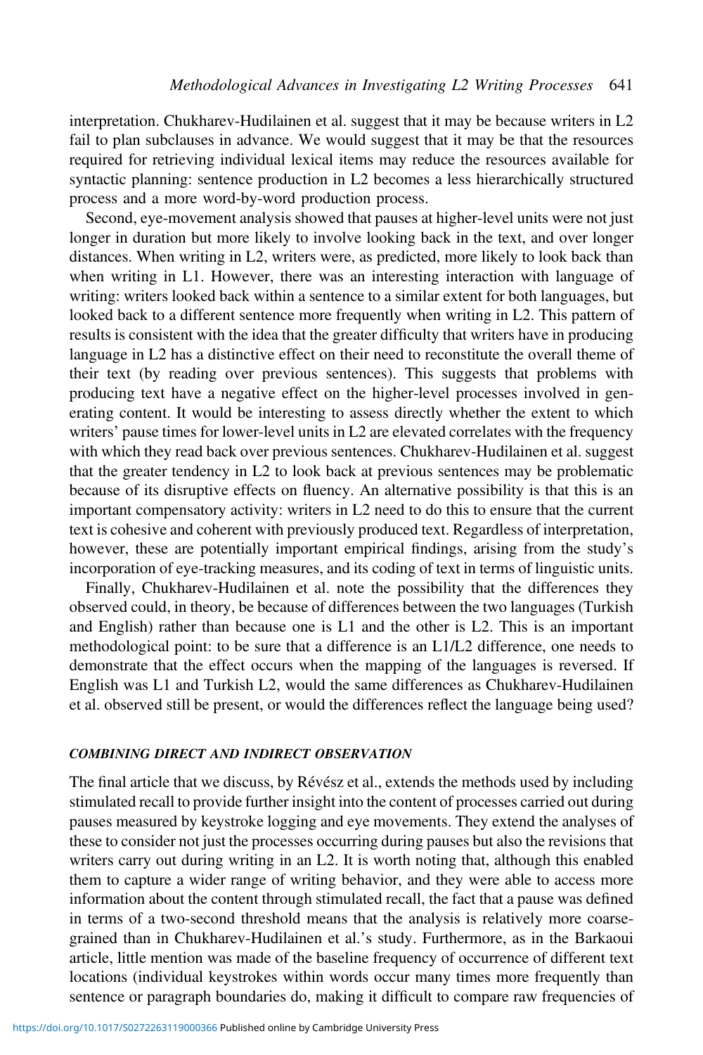interpretation. Chukharev-Hudilainen et al. suggest that it may be because writers in L2 fail to plan subclauses in advance. We would suggest that it may be that the resources required for retrieving individual lexical items may reduce the resources available for syntactic planning: sentence production in L2 becomes a less hierarchically structured process and a more word-by-word production process.

Second, eye-movement analysis showed that pauses at higher-level units were not just longer in duration but more likely to involve looking back in the text, and over longer distances. When writing in L2, writers were, as predicted, more likely to look back than when writing in L1. However, there was an interesting interaction with language of writing: writers looked back within a sentence to a similar extent for both languages, but looked back to a different sentence more frequently when writing in L2. This pattern of results is consistent with the idea that the greater difficulty that writers have in producing language in L2 has a distinctive effect on their need to reconstitute the overall theme of their text (by reading over previous sentences). This suggests that problems with producing text have a negative effect on the higher-level processes involved in generating content. It would be interesting to assess directly whether the extent to which writers' pause times for lower-level units in L2 are elevated correlates with the frequency with which they read back over previous sentences. Chukharev-Hudilainen et al. suggest that the greater tendency in L2 to look back at previous sentences may be problematic because of its disruptive effects on fluency. An alternative possibility is that this is an important compensatory activity: writers in L2 need to do this to ensure that the current text is cohesive and coherent with previously produced text. Regardless of interpretation, however, these are potentially important empirical findings, arising from the study's incorporation of eye-tracking measures, and its coding of text in terms of linguistic units.

Finally, Chukharev-Hudilainen et al. note the possibility that the differences they observed could, in theory, be because of differences between the two languages (Turkish and English) rather than because one is L1 and the other is L2. This is an important methodological point: to be sure that a difference is an L1/L2 difference, one needs to demonstrate that the effect occurs when the mapping of the languages is reversed. If English was L1 and Turkish L2, would the same differences as Chukharev-Hudilainen et al. observed still be present, or would the differences reflect the language being used?

### *COMBINING DIRECT AND INDIRECT OBSERVATION*

The final article that we discuss, by Révész et al., extends the methods used by including stimulated recall to provide further insight into the content of processes carried out during pauses measured by keystroke logging and eye movements. They extend the analyses of these to consider not just the processes occurring during pauses but also the revisions that writers carry out during writing in an L2. It is worth noting that, although this enabled them to capture a wider range of writing behavior, and they were able to access more information about the content through stimulated recall, the fact that a pause was defined in terms of a two-second threshold means that the analysis is relatively more coarse-grained than in Chukharev-Hudilainen et al.'s study. Furthermore, as in the Barkaoui article, little mention was made of the baseline frequency of occurrence of different text locations (individual keystrokes within words occur many times more frequently than sentence or paragraph boundaries do, making it difficult to compare raw frequencies of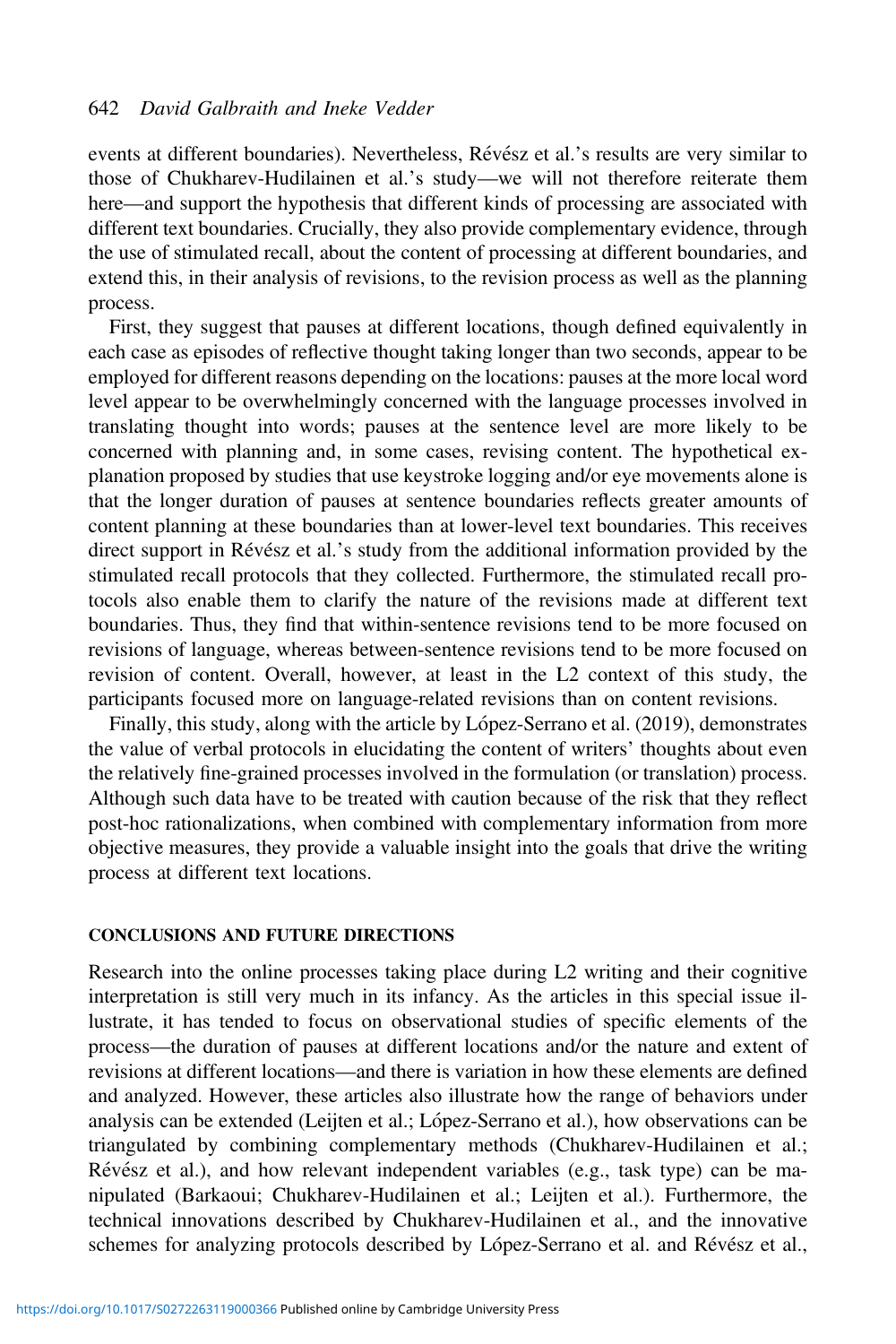events at different boundaries). Nevertheless, Révész et al.'s results are very similar to those of Chukharev-Hudilainen et al.'s study—we will not therefore reiterate them here—and support the hypothesis that different kinds of processing are associated with different text boundaries. Crucially, they also provide complementary evidence, through the use of stimulated recall, about the content of processing at different boundaries, and extend this, in their analysis of revisions, to the revision process as well the planning process.

First, they suggest that pauses at different locations, though defined equivalently in each case as episodes of reflective thought taking longer than two seconds, appear to be employed for different reasons depending on the locations: pauses at the more local word level appear to be overwhelmingly concerned with the language processes involved in translating thought into words; pauses at the sentence level are more likely to be concerned with planning and, in some cases, revising content. The hypothetical explanation proposed by studies that use keystroke logging and/or eye movements alone is that the longer duration of pauses at sentence boundaries reflects greater amounts of content planning at these boundaries than at lower-level text boundaries. This receives direct support in Révész et al.'s study from the additional information provided by the stimulated recall protocols that they collected. Furthermore, the stimulated recall protocols also enable them to clarify the nature of the revisions made at different text boundaries. Thus, they find that within-sentence revisions tend to be more focused on revisions of language, whereas between-sentence revisions tend to be more focused on revision of content. Overall, however, at least in the L2 context of this study, the participants focused more on language-related revisions than on content revisions.

Finally, this study, along with the article by López-Serrano et al. (2019), demonstrates the value of verbal protocols in elucidating the content of writers' thoughts about even the relatively fine-grained processes involved in the formulation (or translation) process. Although such data have to be treated with caution because of the risk that they reflect post-hoc rationalizations, when combined with complementary information from more objective measures, they provide a valuable insight into the goals that drive the writing process at different text locations.

## CONCLUSIONS AND FUTURE DIRECTIONS

Research into the online processes taking place during L2 writing and their cognitive interpretation is still very much in its infancy. As the articles in this special issue illustrate, it has tended to focus on observational studies of specific elements of the process—the duration of pauses at different locations and/or the nature and extent of revisions at different locations—and there is variation in how these elements are defined and analyzed. However, these articles also illustrate how the range of behaviors under analysis can be extended (Leijten et al.; López-Serrano et al.), how observations can be triangulated by combining complementary methods (Chukharev-Hudilainen et al.; Révész et al.), and how relevant independent variables (e.g., task type) can be manipulated (Barkaoui; Chukharev-Hudilainen et al.; Leijten et al.). Furthermore, the technical innovations described by Chukharev-Hudilainen et al., and the innovative schemes for analyzing protocols described by López-Serrano et al. and Révész et al.,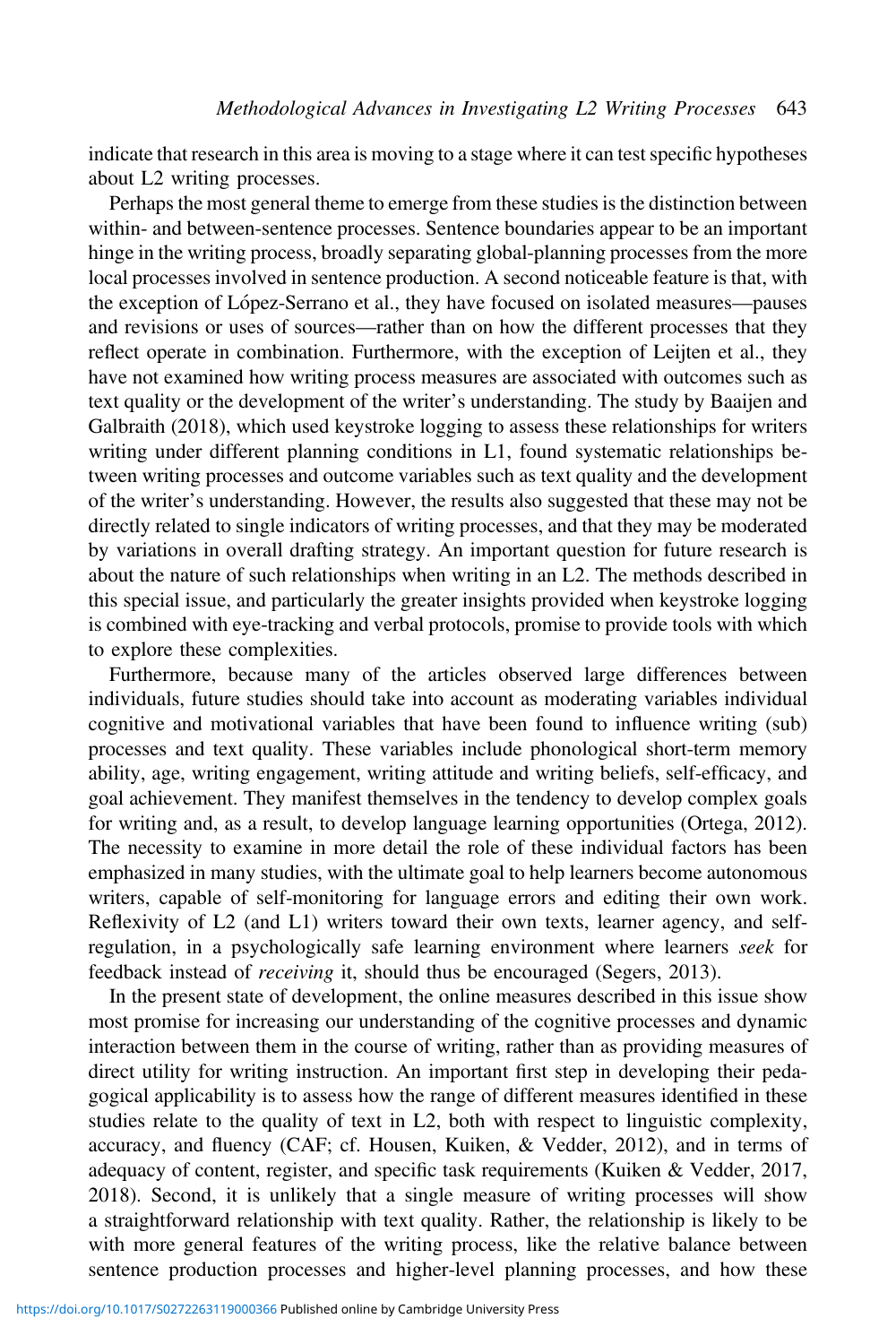indicate that research in this area is moving to a stage where it can test specific hypotheses about L2 writing processes.

Perhaps the most general theme to emerge from these studies is the distinction between within- and between-sentence processes. Sentence boundaries appear to be an important hinge in the writing process, broadly separating global-planning processes from the more local processes involved in sentence production. A second noticeable feature is that, with the exception of López-Serrano et al., they have focused on isolated measures—pauses and revisions or uses of sources—rather than on how the different processes that they reflect operate in combination. Furthermore, with the exception of Leijten et al., they have not examined how writing process measures are associated with outcomes such as text quality or the development of the writer's understanding. The study by Baaijen and Galbraith (2018), which used keystroke logging to assess these relationships for writers writing under different planning conditions in L1, found systematic relationships between writing processes and outcome variables such as text quality and the development of the writer's understanding. However, the results also suggested that these may not be directly related to single indicators of writing processes, and that they may be moderated by variations in overall drafting strategy. An important question for future research is about the nature of such relationships when writing in an L2. The methods described in this special issue, and particularly the greater insights provided when keystroke logging is combined with eye-tracking and verbal protocols, promise to provide tools with which to explore these complexities.

Furthermore, because many of the articles observed large differences between individuals, future studies should take into account as moderating variables individual cognitive and motivational variables that have been found to influence writing (sub) processes and text quality. These variables include phonological short-term memory ability, age, writing engagement, writing attitude and writing beliefs, self-efficacy, and goal achievement. They manifest themselves in the tendency to develop complex goals for writing and, as a result, to develop language learning opportunities (Ortega, 2012). The necessity to examine in more detail the role of these individual factors has been emphasized in many studies, with the ultimate goal to help learners become autonomous writers, capable of self-monitoring for language errors and editing their own work. Reflexivity of L2 (and L1) writers toward their own texts, learner agency, and self-regulation, in a psychologically safe learning environment where learners *seek* for feedback instead of *receiving* it, should thus be encouraged (Segers, 2013).

In the present state of development, the online measures described in this issue show most promise for increasing our understanding of the cognitive processes and dynamic interaction between them in the course of writing, rather than as providing measures of direct utility for writing instruction. An important first step in developing their pedagogical applicability is to assess how the range of different measures identified in these studies relate to the quality of text in L2, both with respect to linguistic complexity, accuracy, and fluency (CAF; cf. Housen, Kuiken, & Vedder, 2012), and in terms of adequacy of content, register, and specific task requirements (Kuiken & Vedder, 2017, 2018). Second, it is unlikely that a single measure of writing processes will show a straightforward relationship with text quality. Rather, the relationship is likely to be with more general features of the writing process, like the relative balance between sentence production processes and higher-level planning processes, and how these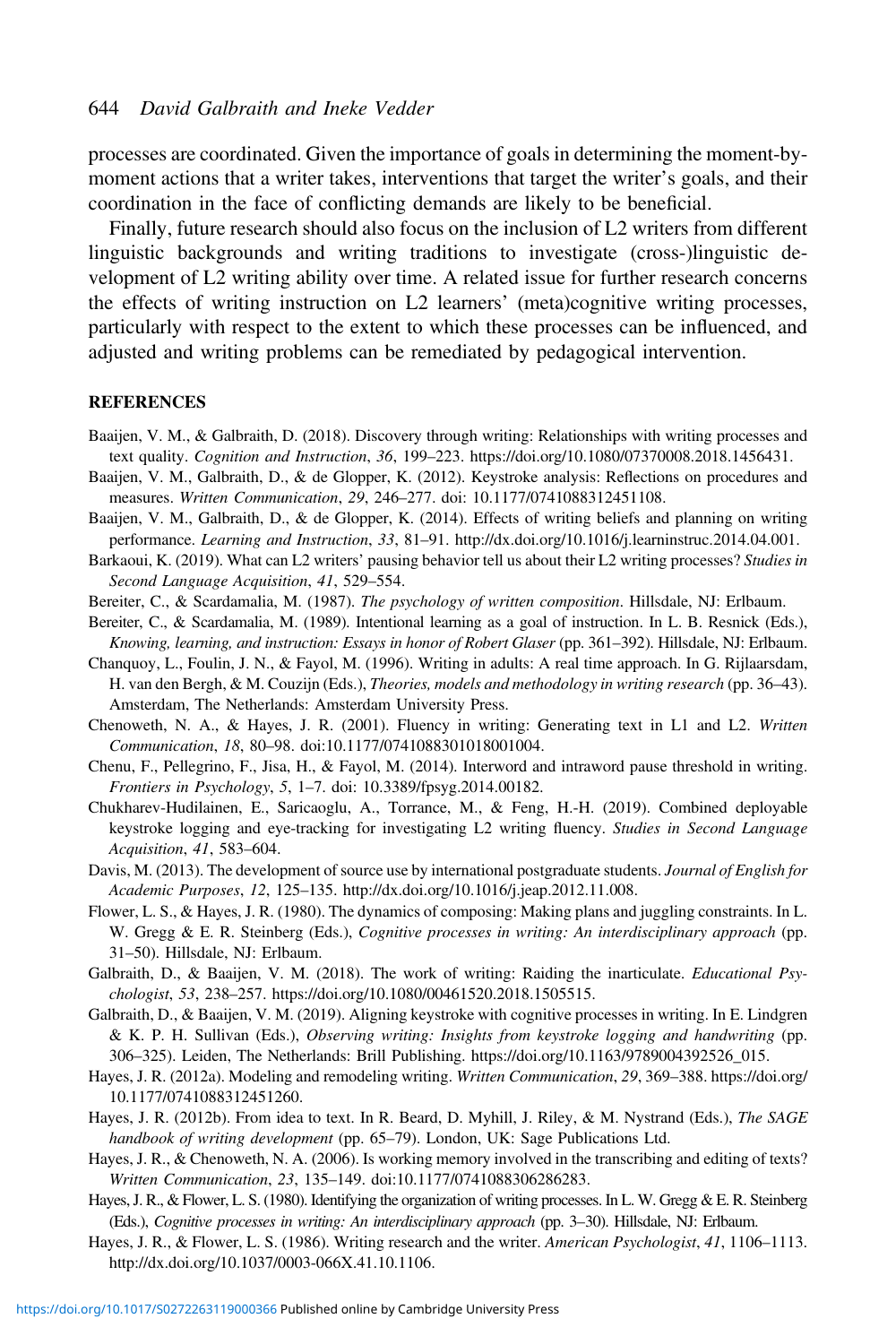processes are coordinated. Given the importance of goals in determining the moment-by-moment actions that a writer takes, interventions that target the writer's goals, and their coordination in the face of conflicting demands are likely to be beneficial.

Finally, future research should also focus on the inclusion of L2 writers from different linguistic backgrounds and writing traditions to investigate (cross-)linguistic development of L2 writing ability over time. A related issue for further research concerns the effects of writing instruction on L2 learners' (meta)cognitive writing processes, particularly with respect to the extent to which these processes can be influenced, and adjusted and writing problems can be remediated by pedagogical intervention.

## REFERENCES

Baaijen, V. M., & Galbraith, D. (2018). Discovery through writing: Relationships with writing processes and text quality. *Cognition and Instruction*, *36*, 199–223. https://doi.org/10.1080/07370008.2018.1456431.

Baaijen, V. M., Galbraith, D., & de Glopper, K. (2012). Keystroke analysis: Reflections on procedures and measures. *Written Communication*, *29*, 246–277. doi: 10.1177/0741088312451108.

Baaijen, V. M., Galbraith, D., & de Glopper, K. (2014). Effects of writing beliefs and planning on writing performance. *Learning and Instruction*, *33*, 81–91. http://dx.doi.org/10.1016/j.learninstruc.2014.04.001.

Barkaoui, K. (2019). What can L2 writers' pausing behavior tell us about their L2 writing processes? *Studies in Second Language Acquisition*, *41*, 529–554.

Bereiter, C., & Scardamalia, M. (1987). *The psychology of written composition*. Hillsdale, NJ: Erlbaum.

Bereiter, C., & Scardamalia, M. (1989). Intentional learning as a goal of instruction. In L. B. Resnick (Eds.), *Knowing, learning, and instruction: Essays in honor of Robert Glaser* (pp. 361–392). Hillsdale, NJ: Erlbaum.

Chanquoy, L., Foulin, J. N., & Fayol, M. (1996). Writing in adults: A real time approach. In G. Rijlaarsdam, H. van den Bergh, & M. Couzijn (Eds.), *Theories, models and methodology in writing research* (pp. 36–43). Amsterdam, The Netherlands: Amsterdam University Press.

Chenoweth, N. A., & Hayes, J. R. (2001). Fluency in writing: Generating text in L1 and L2. *Written Communication*, *18*, 80–98. doi:10.1177/0741088301018001004.

Chenu, F., Pellegrino, F., Jisa, H., & Fayol, M. (2014). Interword and intraword pause threshold in writing. *Frontiers in Psychology*, *5*, 1–7. doi: 10.3389/fpsyg.2014.00182.

Chukharev-Hudilainen, E., Saricaoglu, A., Torrance, M., & Feng, H.-H. (2019). Combined deployable keystroke logging and eye-tracking for investigating L2 writing fluency. *Studies in Second Language Acquisition*, *41*, 583–604.

Davis, M. (2013). The development of source use by international postgraduate students. *Journal of English for Academic Purposes*, *12*, 125–135. http://dx.doi.org/10.1016/j.jeap.2012.11.008.

Flower, L. S., & Hayes, J. R. (1980). The dynamics of composing: Making plans and juggling constraints. In L. W. Gregg & E. R. Steinberg (Eds.), *Cognitive processes in writing: An interdisciplinary approach* (pp. 31–50). Hillsdale, NJ: Erlbaum.

Galbraith, D., & Baaijen, V. M. (2018). The work of writing: Raiding the inarticulate. *Educational Psychologist*, *53*, 238–257. https://doi.org/10.1080/00461520.2018.1505515.

Galbraith, D., & Baaijen, V. M. (2019). Aligning keystroke with cognitive processes in writing. In E. Lindgren & K. P. H. Sullivan (Eds.), *Observing writing: Insights from keystroke logging and handwriting* (pp. 306–325). Leiden, The Netherlands: Brill Publishing. https://doi.org/10.1163/9789004392526_015.

Hayes, J. R. (2012a). Modeling and remodeling writing. *Written Communication*, *29*, 369–388. https://doi.org/10.1177/0741088312451260.

Hayes, J. R. (2012b). From idea to text. In R. Beard, D. Myhill, J. Riley, & M. Nystrand (Eds.), *The SAGE handbook of writing development* (pp. 65–79). London, UK: Sage Publications Ltd.

Hayes, J. R., & Chenoweth, N. A. (2006). Is working memory involved in the transcribing and editing of texts? *Written Communication*, *23*, 135–149. doi:10.1177/0741088306286283.

Hayes, J. R., & Flower, L. S. (1980). Identifying the organization of writing processes. In L. W. Gregg & E. R. Steinberg (Eds.), *Cognitive processes in writing: An interdisciplinary approach* (pp. 3–30). Hillsdale, NJ: Erlbaum.

Hayes, J. R., & Flower, L. S. (1986). Writing research and the writer. *American Psychologist*, *41*, 1106–1113. http://dx.doi.org/10.1037/0003-066X.41.10.1106.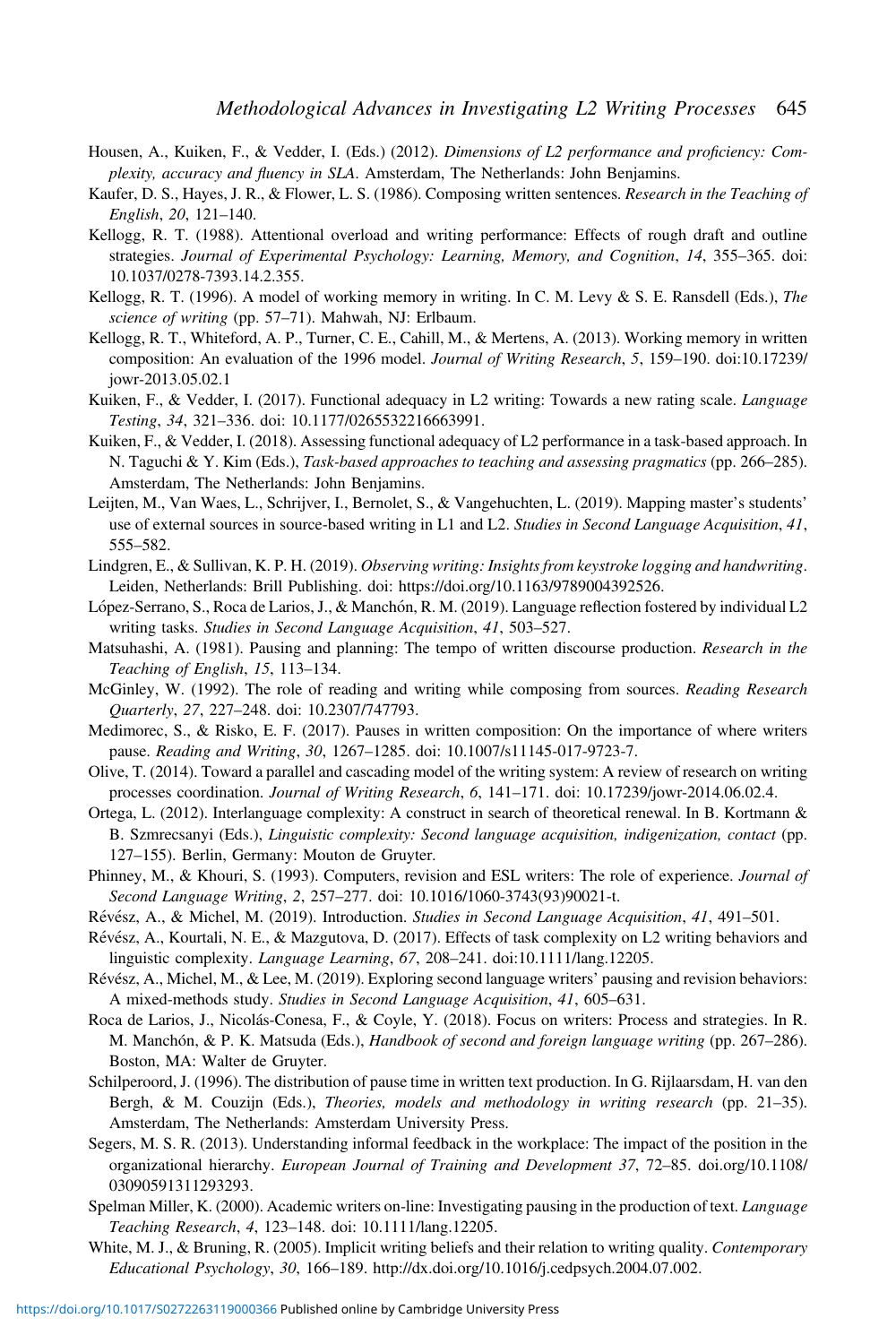Housen, A., Kuiken, F., & Vedder, I. (Eds.) (2012). *Dimensions of L2 performance and proficiency: Complexity, accuracy and fluency in SLA*. Amsterdam, The Netherlands: John Benjamins.

Kaufer, D. S., Hayes, J. R., & Flower, L. S. (1986). Composing written sentences. *Research in the Teaching of English*, *20*, 121–140.

Kellogg, R. T. (1988). Attentional overload and writing performance: Effects of rough draft and outline strategies. *Journal of Experimental Psychology: Learning, Memory, and Cognition*, *14*, 355–365. doi: 10.1037/0278-7393.14.2.355.

Kellogg, R. T. (1996). A model of working memory in writing. In C. M. Levy & S. E. Ransdell (Eds.), *The science of writing* (pp. 57–71). Mahwah, NJ: Erlbaum.

Kellogg, R. T., Whiteford, A. P., Turner, C. E., Cahill, M., & Mertens, A. (2013). Working memory in written composition: An evaluation of the 1996 model. *Journal of Writing Research*, *5*, 159–190. doi:10.17239/jowr-2013.05.02.1

Kuiken, F., & Vedder, I. (2017). Functional adequacy in L2 writing: Towards a new rating scale. *Language Testing*, *34*, 321–336. doi: 10.1177/0265532216663991.

Kuiken, F., & Vedder, I. (2018). Assessing functional adequacy of L2 performance in a task-based approach. In N. Taguchi & Y. Kim (Eds.), *Task-based approaches to teaching and assessing pragmatics* (pp. 266–285). Amsterdam, The Netherlands: John Benjamins.

Leijten, M., Van Waes, L., Schrijver, I., Bernolet, S., & Vangehuchten, L. (2019). Mapping master's students' use of external sources in source-based writing in L1 and L2. *Studies in Second Language Acquisition*, *41*, 555–582.

Lindgren, E., & Sullivan, K. P. H. (2019). *Observing writing: Insights from keystroke logging and handwriting*. Leiden, Netherlands: Brill Publishing. doi: https://doi.org/10.1163/9789004392526.

López-Serrano, S., Roca de Larios, J., & Manchón, R. M. (2019). Language reflection fostered by individual L2 writing tasks. *Studies in Second Language Acquisition*, *41*, 503–527.

Matsuhashi, A. (1981). Pausing and planning: The tempo of written discourse production. *Research in the Teaching of English*, *15*, 113–134.

McGinley, W. (1992). The role of reading and writing while composing from sources. *Reading Research Quarterly*, *27*, 227–248. doi: 10.2307/747793.

Medimorec, S., & Risko, E. F. (2017). Pauses in written composition: On the importance of where writers pause. *Reading and Writing*, *30*, 1267–1285. doi: 10.1007/s11145-017-9723-7.

Olive, T. (2014). Toward a parallel and cascading model of the writing system: A review of research on writing processes coordination. *Journal of Writing Research*, *6*, 141–171. doi: 10.17239/jowr-2014.06.02.4.

Ortega, L. (2012). Interlanguage complexity: A construct in search of theoretical renewal. In B. Kortmann & B. Szmrecsanyi (Eds.), *Linguistic complexity: Second language acquisition, indigenization, contact* (pp. 127–155). Berlin, Germany: Mouton de Gruyter.

Phinney, M., & Khouri, S. (1993). Computers, revision and ESL writers: The role of experience. *Journal of Second Language Writing*, *2*, 257–277. doi: 10.1016/1060-3743(93)90021-t.

Révész, A., & Michel, M. (2019). Introduction. *Studies in Second Language Acquisition*, *41*, 491–501.

Révész, A., Kourtali, N. E., & Mazgutova, D. (2017). Effects of task complexity on L2 writing behaviors and linguistic complexity. *Language Learning*, *67*, 208–241. doi:10.1111/lang.12205.

Révész, A., Michel, M., & Lee, M. (2019). Exploring second language writers' pausing and revision behaviors: A mixed-methods study. *Studies in Second Language Acquisition*, *41*, 605–631.

Roca de Larios, J., Nicolás-Conesa, F., & Coyle, Y. (2018). Focus on writers: Process and strategies. In R. M. Manchón, & P. K. Matsuda (Eds.), *Handbook of second and foreign language writing* (pp. 267–286). Boston, MA: Walter de Gruyter.

Schilperoord, J. (1996). The distribution of pause time in written text production. In G. Rijlaarsdam, H. van den Bergh, & M. Couzijn (Eds.), *Theories, models and methodology in writing research* (pp. 21–35). Amsterdam, The Netherlands: Amsterdam University Press.

Segers, M. S. R. (2013). Understanding informal feedback in the workplace: The impact of the position in the organizational hierarchy. *European Journal of Training and Development 37*, 72–85. doi.org/10.1108/03090591311293293.

Spelman Miller, K. (2000). Academic writers on-line: Investigating pausing in the production of text. *Language Teaching Research*, *4*, 123–148. doi: 10.1111/lang.12205.

White, M. J., & Bruning, R. (2005). Implicit writing beliefs and their relation to writing quality. *Contemporary Educational Psychology*, *30*, 166–189. http://dx.doi.org/10.1016/j.cedpsych.2004.07.002.